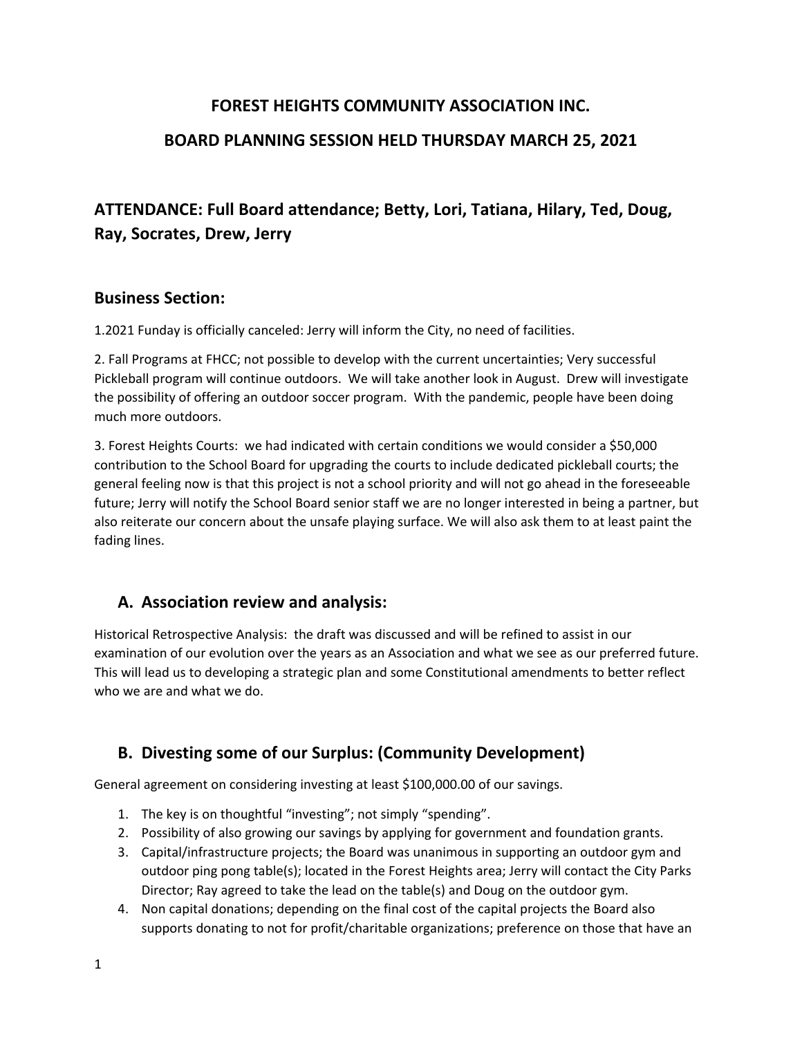# FOREST HEIGHTS COMMUNITY ASSOCIATION INC.

# BOARD PLANNING SESSION HELD THURSDAY MARCH 25, 2021

## ATTENDANCE: Full Board attendance; Betty, Lori, Tatiana, Hilary, Ted, Doug, Ray, Socrates, Drew, Jerry

## Business Section:

1.2021 Funday is officially canceled: Jerry will inform the City, no need of facilities.

2. Fall Programs at FHCC; not possible to develop with the current uncertainties; Very successful Pickleball program will continue outdoors. We will take another look in August. Drew will investigate the possibility of offering an outdoor soccer program. With the pandemic, people have been doing much more outdoors.

3. Forest Heights Courts: we had indicated with certain conditions we would consider a $50,000 contribution to the School Board for upgrading the courts to include dedicated pickleball courts; the general feeling now is that this project is not a school priority and will not go ahead in the foreseeable future; Jerry will notify the School Board senior staff we are no longer interested in being a partner, but also reiterate our concern about the unsafe playing surface. We will also ask them to at least paint the fading lines.

## A. Association review and analysis:

Historical Retrospective Analysis: the draft was discussed and will be refined to assist in our examination of our evolution over the years as an Association and what we see as our preferred future. This will lead us to developing a strategic plan and some Constitutional amendments to better reflect who we are and what we do.

## B. Divesting some of our Surplus: (Community Development)

General agreement on considering investing at least $100,000.00 of our savings.

1. The key is on thoughtful "investing"; not simply "spending".
2. Possibility of also growing our savings by applying for government and foundation grants.
3. Capital/infrastructure projects; the Board was unanimous in supporting an outdoor gym and outdoor ping pong table(s); located in the Forest Heights area; Jerry will contact the City Parks Director; Ray agreed to take the lead on the table(s) and Doug on the outdoor gym.
4. Non capital donations; depending on the final cost of the capital projects the Board also supports donating to not for profit/charitable organizations; preference on those that have an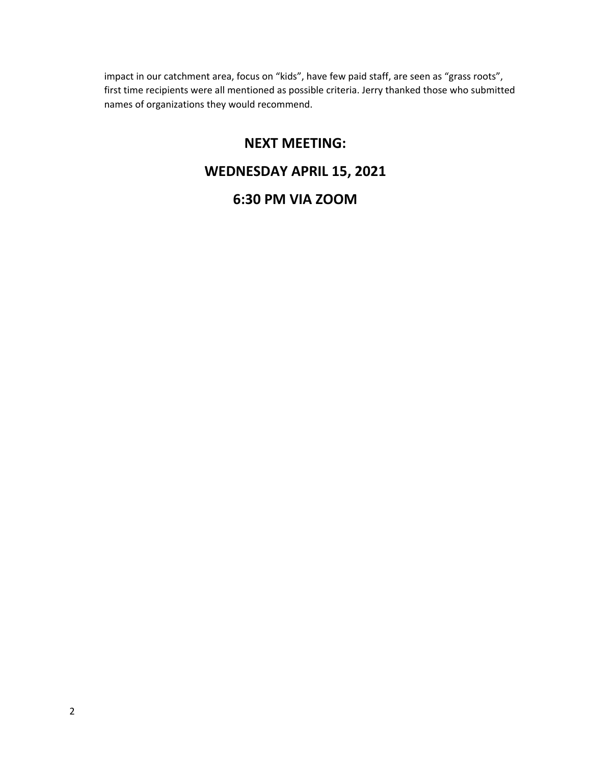impact in our catchment area, focus on "kids", have few paid staff, are seen as "grass roots", first time recipients were all mentioned as possible criteria. Jerry thanked those who submitted names of organizations they would recommend.

**NEXT MEETING:**

**WEDNESDAY APRIL 15, 2021**

**6:30 PM VIA ZOOM**